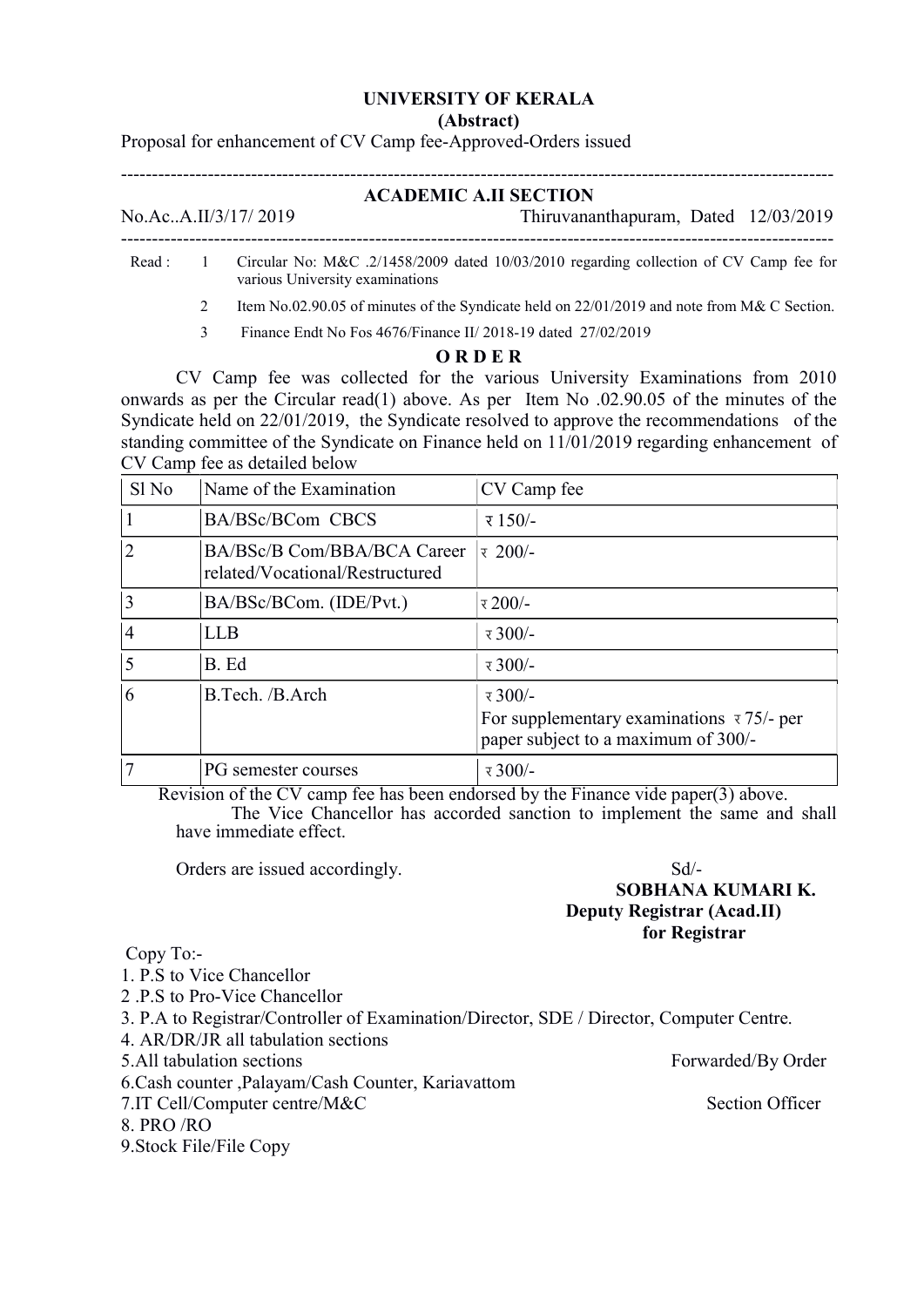# UNIVERSITY OF KERALA

**(Abstract)**

Proposal for enhancement of CV Camp fee-Approved-Orders issued

---

**ACADEMIC A.II SECTION**

No.Ac..A.II/3/17/ 2019 Thiruvananthapuram, Dated 12/03/2019

---

Read :

1. Circular No: M&C .2/1458/2009 dated 10/03/2010 regarding collection of CV Camp fee for various University examinations
2. Item No.02.90.05 of minutes of the Syndicate held on 22/01/2019 and note from M& C Section.
3. Finance Endt No Fos 4676/Finance II/ 2018-19 dated 27/02/2019

**O R D E R**

CV Camp fee was collected for the various University Examinations from 2010 onwards as per the Circular read(1) above. As per Item No .02.90.05 of the minutes of the Syndicate held on 22/01/2019, the Syndicate resolved to approve the recommendations of the standing committee of the Syndicate on Finance held on 11/01/2019 regarding enhancement of CV Camp fee as detailed below

| Sl No | Name of the Examination | CV Camp fee |
|---|---|---|
| 1 | BA/BSc/BCom CBCS | ₹ 150/- |
| 2 | BA/BSc/B Com/BBA/BCA Career related/Vocational/Restructured | ₹ 200/- |
| 3 | BA/BSc/BCom. (IDE/Pvt.) | ₹ 200/- |
| 4 | LLB | ₹ 300/- |
| 5 | B. Ed | ₹ 300/- |
| 6 | B.Tech. /B.Arch | ₹ 300/-<br>For supplementary examinations ₹ 75/- per paper subject to a maximum of 300/- |
| 7 | PG semester courses | ₹ 300/- |

Revision of the CV camp fee has been endorsed by the Finance vide paper(3) above.

The Vice Chancellor has accorded sanction to implement the same and shall have immediate effect.

Orders are issued accordingly.

Sd/-

**SOBHANA KUMARI K.**
**Deputy Registrar (Acad.II)**
**for Registrar**

Copy To:-

1. P.S to Vice Chancellor
2. P.S to Pro-Vice Chancellor
3. P.A to Registrar/Controller of Examination/Director, SDE / Director, Computer Centre.
4. AR/DR/JR all tabulation sections
5. All tabulation sections
6. Cash counter ,Palayam/Cash Counter, Kariavattom
7. IT Cell/Computer centre/M&C
8. PRO /RO
9. Stock File/File Copy

Forwarded/By Order

Section Officer